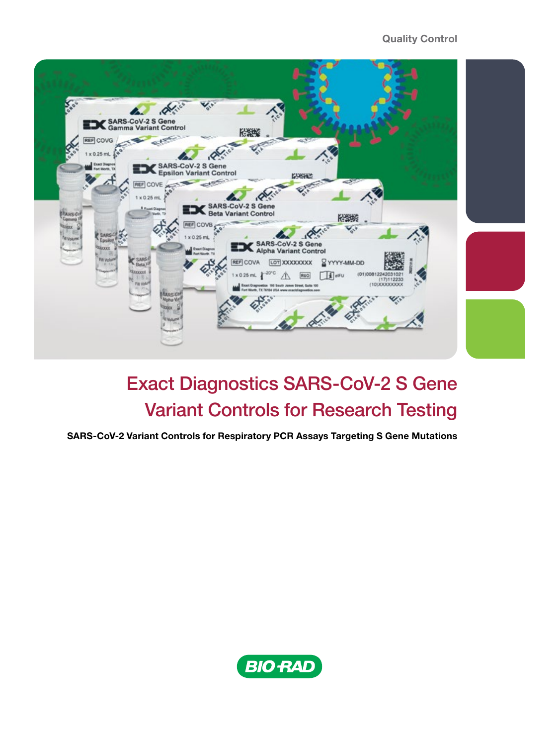Quality Control

# Exact Diagnostics SARS-CoV-2 S Gene Variant Controls for Research Testing

**SARS-CoV-2 Variant Controls for Respiratory PCR Assays Targeting S Gene Mutations**

BIO-RAD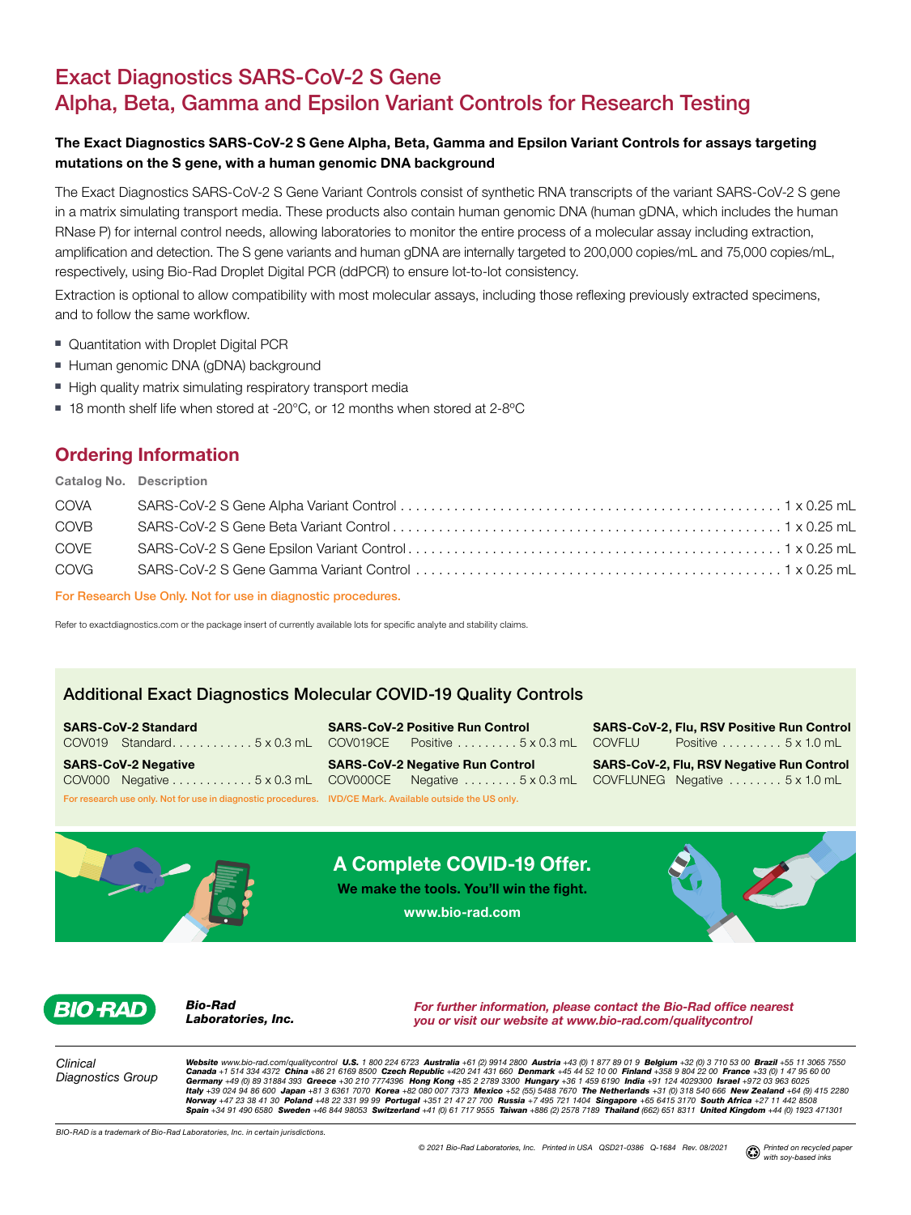# Exact Diagnostics SARS-CoV-2 S Gene Alpha, Beta, Gamma and Epsilon Variant Controls for Research Testing

**The Exact Diagnostics SARS-CoV-2 S Gene Alpha, Beta, Gamma and Epsilon Variant Controls for assays targeting mutations on the S gene, with a human genomic DNA background**

The Exact Diagnostics SARS-CoV-2 S Gene Variant Controls consist of synthetic RNA transcripts of the variant SARS-CoV-2 S gene in a matrix simulating transport media. These products also contain human genomic DNA (human gDNA, which includes the human RNase P) for internal control needs, allowing laboratories to monitor the entire process of a molecular assay including extraction, amplification and detection. The S gene variants and human gDNA are internally targeted to 200,000 copies/mL and 75,000 copies/mL, respectively, using Bio-Rad Droplet Digital PCR (ddPCR) to ensure lot-to-lot consistency.

Extraction is optional to allow compatibility with most molecular assays, including those reflexing previously extracted specimens, and to follow the same workflow.

- Quantitation with Droplet Digital PCR
- Human genomic DNA (gDNA) background
- High quality matrix simulating respiratory transport media
- 18 month shelf life when stored at -20°C, or 12 months when stored at 2-8°C

## Ordering Information

| Catalog No. | Description | |
|---|---|---|
| COVA | SARS-CoV-2 S Gene Alpha Variant Control | 1 x 0.25 mL |
| COVB | SARS-CoV-2 S Gene Beta Variant Control | 1 x 0.25 mL |
| COVE | SARS-CoV-2 S Gene Epsilon Variant Control | 1 x 0.25 mL |
| COVG | SARS-CoV-2 S Gene Gamma Variant Control | 1 x 0.25 mL |

For Research Use Only. Not for use in diagnostic procedures.

Refer to exactdiagnostics.com or the package insert of currently available lots for specific analyte and stability claims.

## Additional Exact Diagnostics Molecular COVID-19 Quality Controls

**SARS-CoV-2 Standard**
COV019 Standard . . . . . 5 x 0.3 mL

**SARS-CoV-2 Negative**
COV000 Negative . . . . . 5 x 0.3 mL

For research use only. Not for use in diagnostic procedures.

**SARS-CoV-2 Positive Run Control**
COV019CE Positive . . . . . 5 x 0.3 mL

**SARS-CoV-2 Negative Run Control**
COV000CE Negative . . . . . 5 x 0.3 mL

IVD/CE Mark. Available outside the US only.

**SARS-CoV-2, Flu, RSV Positive Run Control**
COVFLU Positive . . . . . 5 x 1.0 mL

**SARS-CoV-2, Flu, RSV Negative Run Control**
COVFLUNEG Negative . . . . . 5 x 1.0 mL

**A Complete COVID-19 Offer.**

**We make the tools. You'll win the fight.**

**www.bio-rad.com**

***Bio-Rad Laboratories, Inc.***

*For further information, please contact the Bio-Rad office nearest you or visit our website at www.bio-rad.com/qualitycontrol*

*Clinical Diagnostics Group*

**Website** www.bio-rad.com/qualitycontrol **U.S.** 1 800 224 6723 **Australia** +61 (2) 9914 2800 **Austria** +43 (0) 1 877 89 01 9 **Belgium** +32 (0) 3 710 53 00 **Brazil** +55 11 3065 7550 **Canada** +1 514 334 4372 **China** +86 21 6169 8500 **Czech Republic** +420 241 431 660 **Denmark** +45 44 52 10 00 **Finland** +358 9 804 22 00 **France** +33 (0) 1 47 95 60 00 **Germany** +49 (0) 89 31884 393 **Greece** +30 210 7774396 **Hong Kong** +85 2 2789 3300 **Hungary** +36 1 459 6190 **India** +91 124 4029300 **Israel** +972 03 963 6025 **Italy** +39 024 94 86 600 **Japan** +81 3 6361 7070 **Korea** +82 080 007 7373 **Mexico** +52 (55) 5488 7670 **The Netherlands** +31 (0) 318 540 666 **New Zealand** +64 (9) 415 2280 **Norway** +47 23 38 41 30 **Poland** +48 22 331 99 99 **Portugal** +351 21 47 27 700 **Russia** +7 495 721 1404 **Singapore** +65 6415 3170 **South Africa** +27 11 442 8508 **Spain** +34 91 490 6580 **Sweden** +46 844 98053 **Switzerland** +41 (0) 61 717 9555 **Taiwan** +886 (2) 2578 7189 **Thailand** (662) 651 8311 **United Kingdom** +44 (0) 1923 471301

*BIO-RAD is a trademark of Bio-Rad Laboratories, Inc. in certain jurisdictions.*

*© 2021 Bio-Rad Laboratories, Inc. Printed in USA QSD21-0386 Q-1684 Rev. 08/2021*

*Printed on recycled paper with soy-based inks*